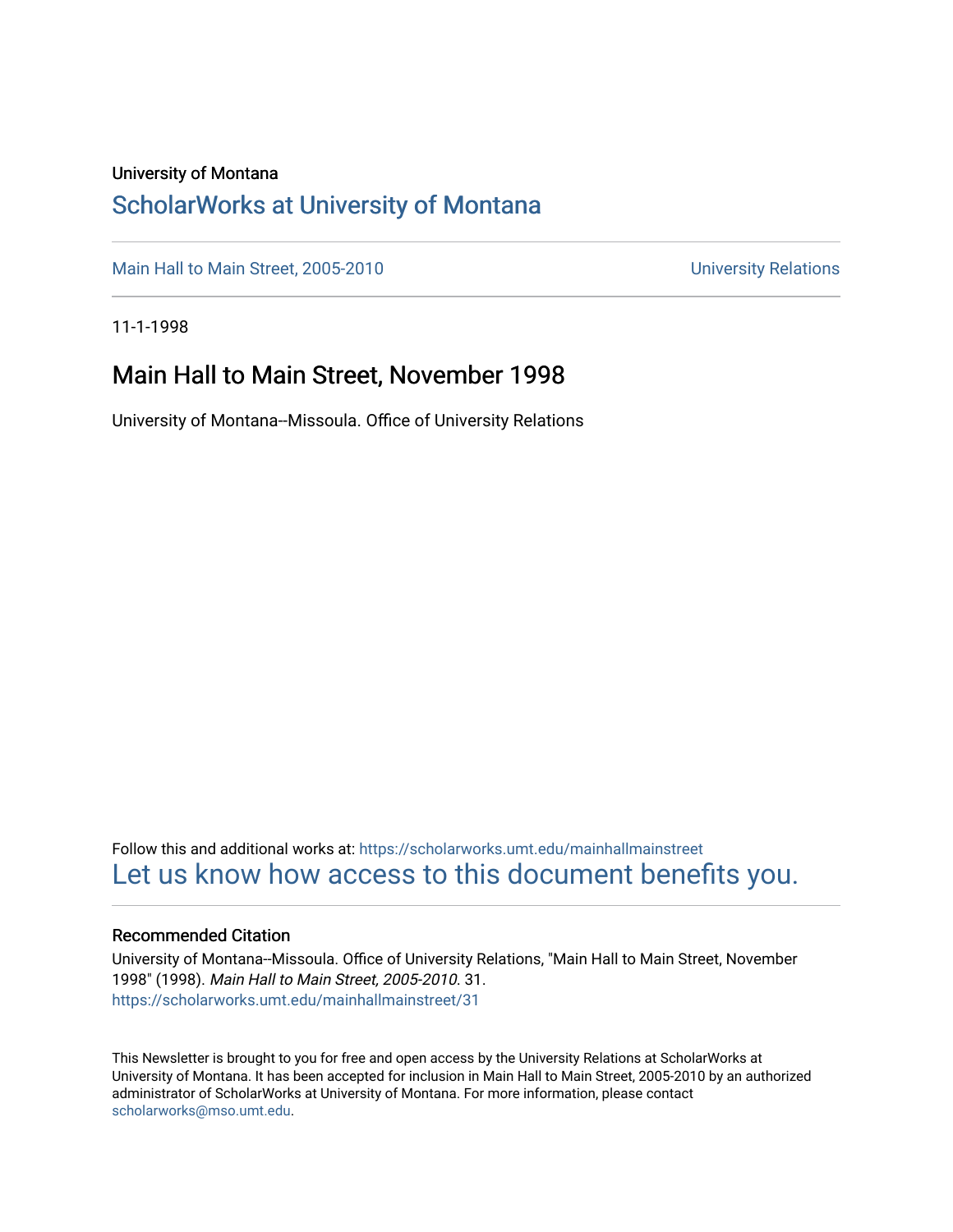University of Montana

# ScholarWorks at University of Montana

Main Hall to Main Street, 2005-2010 University Relations

11-1-1998

## Main Hall to Main Street, November 1998

University of Montana--Missoula. Office of University Relations

Follow this and additional works at: https://scholarworks.umt.edu/mainhallmainstreet

Let us know how access to this document benefits you.

### Recommended Citation

University of Montana--Missoula. Office of University Relations, "Main Hall to Main Street, November 1998" (1998). *Main Hall to Main Street, 2005-2010*. 31.
https://scholarworks.umt.edu/mainhallmainstreet/31

This Newsletter is brought to you for free and open access by the University Relations at ScholarWorks at University of Montana. It has been accepted for inclusion in Main Hall to Main Street, 2005-2010 by an authorized administrator of ScholarWorks at University of Montana. For more information, please contact scholarworks@mso.umt.edu.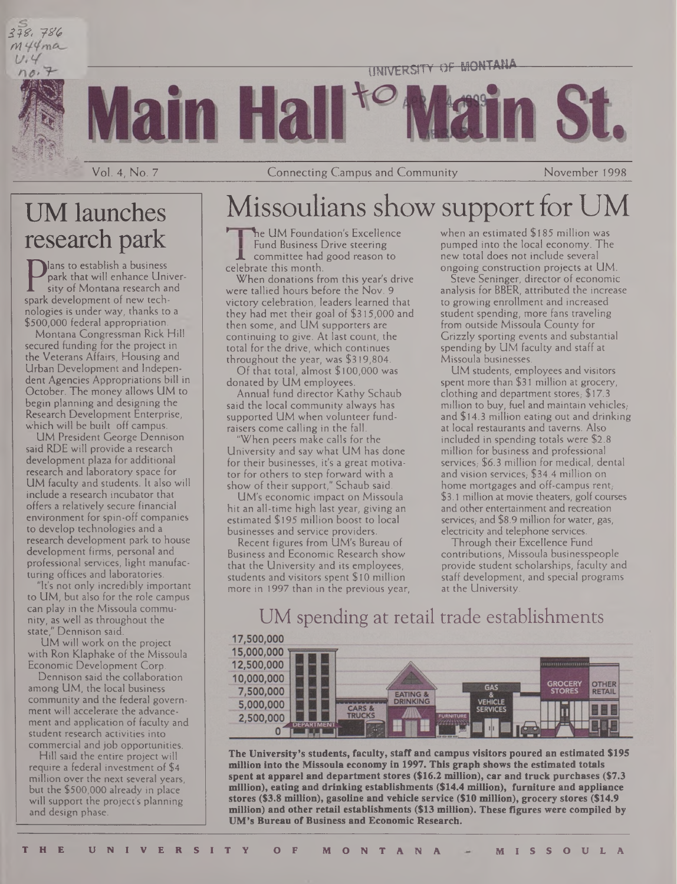# Main Hall to Main St.

Vol. 4, No. 7 — Connecting Campus and Community — November 1998

## UM launches research park

Plans to establish a business park that will enhance University of Montana research and spark development of new technologies is under way, thanks to a $500,000 federal appropriation.

Montana Congressman Rick Hill secured funding for the project in the Veterans Affairs, Housing and Urban Development and Independent Agencies Appropriations bill in October. The money allows UM to begin planning and designing the Research Development Enterprise, which will be built off campus.

UM President George Dennison said RDE will provide a research development plaza for additional research and laboratory space for UM faculty and students. It also will include a research incubator that offers a relatively secure financial environment for spin-off companies to develop technologies and a research development park to house development firms, personal and professional services, light manufacturing offices and laboratories.

"It's not only incredibly important to UM, but also for the role campus can play in the Missoula community, as well as throughout the state," Dennison said.

UM will work on the project with Ron Klaphake of the Missoula Economic Development Corp.

Dennison said the collaboration among UM, the local business community and the federal government will accelerate the advancement and application of faculty and student research activities into commercial and job opportunities.

Hill said the entire project will require a federal investment of $4 million over the next several years, but the $500,000 already in place will support the project's planning and design phase.

## Missoulians show support for UM

The UM Foundation's Excellence Fund Business Drive steering committee had good reason to celebrate this month.

When donations from this year's drive were tallied hours before the Nov. 9 victory celebration, leaders learned that they had met their goal of $315,000 and then some, and UM supporters are continuing to give. At last count, the total for the drive, which continues throughout the year, was $319,804.

Of that total, almost $100,000 was donated by UM employees.

Annual fund director Kathy Schaub said the local community always has supported UM when volunteer fundraisers come calling in the fall.

"When peers make calls for the University and say what UM has done for their businesses, it's a great motivator for others to step forward with a show of their support," Schaub said.

UM's economic impact on Missoula hit an all-time high last year, giving an estimated $195 million boost to local businesses and service providers.

Recent figures from UM's Bureau of Business and Economic Research show that the University and its employees, students and visitors spent $10 million more in 1997 than in the previous year, when an estimated $185 million was pumped into the local economy. The new total does not include several ongoing construction projects at UM.

Steve Seninger, director of economic analysis for BBER, attributed the increase to growing enrollment and increased student spending, more fans traveling from outside Missoula County for Grizzly sporting events and substantial spending by UM faculty and staff at Missoula businesses.

UM students, employees and visitors spent more than $31 million at grocery, clothing and department stores; $17.3 million to buy, fuel and maintain vehicles; and $14.3 million eating out and drinking at local restaurants and taverns. Also included in spending totals were $2.8 million for business and professional services; $6.3 million for medical, dental and vision services; $34.4 million on home mortgages and off-campus rent; $3.1 million at movie theaters, golf courses and other entertainment and recreation services; and $8.9 million for water, gas, electricity and telephone services.

Through their Excellence Fund contributions, Missoula businesspeople provide student scholarships, faculty and staff development, and special programs at the University.

### UM spending at retail trade establishments

**The University's students, faculty, staff and campus visitors poured an estimated $195 million into the Missoula economy in 1997. This graph shows the estimated totals spent at apparel and department stores ($16.2 million), car and truck purchases ($7.3 million), eating and drinking establishments ($14.4 million), furniture and appliance stores ($3.8 million), gasoline and vehicle service ($10 million), grocery stores ($14.9 million) and other retail establishments ($13 million). These figures were compiled by UM's Bureau of Business and Economic Research.**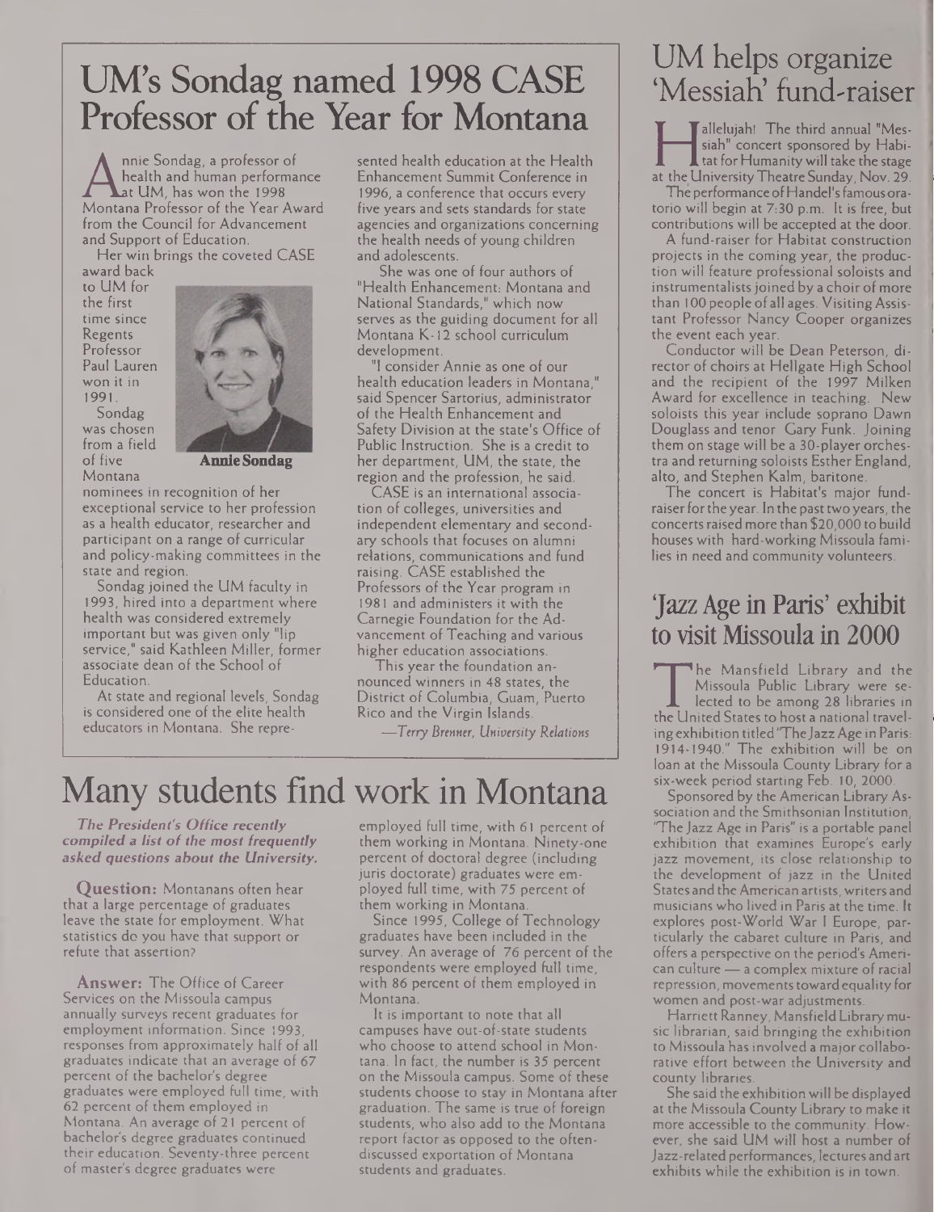# UM's Sondag named 1998 CASE Professor of the Year for Montana

Annie Sondag, a professor of health and human performance at UM, has won the 1998 Montana Professor of the Year Award from the Council for Advancement and Support of Education.

Her win brings the coveted CASE award back to UM for the first time since Regents Professor Paul Lauren won it in 1991.

**Annie Sondag**

Sondag was chosen from a field of five Montana nominees in recognition of her exceptional service to her profession as a health educator, researcher and participant on a range of curricular and policy-making committees in the state and region.

Sondag joined the UM faculty in 1993, hired into a department where health was considered extremely important but was given only "lip service," said Kathleen Miller, former associate dean of the School of Education.

At state and regional levels, Sondag is considered one of the elite health educators in Montana. She represented health education at the Health Enhancement Summit Conference in 1996, a conference that occurs every five years and sets standards for state agencies and organizations concerning the health needs of young children and adolescents.

She was one of four authors of "Health Enhancement: Montana and National Standards," which now serves as the guiding document for all Montana K-12 school curriculum development.

"I consider Annie as one of our health education leaders in Montana," said Spencer Sartorius, administrator of the Health Enhancement and Safety Division at the state's Office of Public Instruction. She is a credit to her department, UM, the state, the region and the profession, he said.

CASE is an international association of colleges, universities and independent elementary and secondary schools that focuses on alumni relations, communications and fund raising. CASE established the Professors of the Year program in 1981 and administers it with the Carnegie Foundation for the Advancement of Teaching and various higher education associations.

This year the foundation announced winners in 48 states, the District of Columbia, Guam, Puerto Rico and the Virgin Islands.

*—Terry Brenner, University Relations*

# Many students find work in Montana

***The President's Office recently compiled a list of the most frequently asked questions about the University.***

**Question:** Montanans often hear that a large percentage of graduates leave the state for employment. What statistics do you have that support or refute that assertion?

**Answer:** The Office of Career Services on the Missoula campus annually surveys recent graduates for employment information. Since 1993, responses from approximately half of all graduates indicate that an average of 67 percent of the bachelor's degree graduates were employed full time, with 62 percent of them employed in Montana. An average of 21 percent of bachelor's degree graduates continued their education. Seventy-three percent of master's degree graduates were employed full time, with 61 percent of them working in Montana. Ninety-one percent of doctoral degree (including juris doctorate) graduates were employed full time, with 75 percent of them working in Montana.

Since 1995, College of Technology graduates have been included in the survey. An average of 76 percent of the respondents were employed full time, with 86 percent of them employed in Montana.

It is important to note that all campuses have out-of-state students who choose to attend school in Montana. In fact, the number is 35 percent on the Missoula campus. Some of these students choose to stay in Montana after graduation. The same is true of foreign students, who also add to the Montana report factor as opposed to the often-discussed exportation of Montana students and graduates.

# UM helps organize 'Messiah' fund-raiser

Hallelujah! The third annual "Messiah" concert sponsored by Habitat for Humanity will take the stage at the University Theatre Sunday, Nov. 29.

The performance of Handel's famous oratorio will begin at 7:30 p.m. It is free, but contributions will be accepted at the door.

A fund-raiser for Habitat construction projects in the coming year, the production will feature professional soloists and instrumentalists joined by a choir of more than 100 people of all ages. Visiting Assistant Professor Nancy Cooper organizes the event each year.

Conductor will be Dean Peterson, director of choirs at Hellgate High School and the recipient of the 1997 Milken Award for excellence in teaching. New soloists this year include soprano Dawn Douglass and tenor Gary Funk. Joining them on stage will be a 30-player orchestra and returning soloists Esther England, alto, and Stephen Kalm, baritone.

The concert is Habitat's major fundraiser for the year. In the past two years, the concerts raised more than $20,000 to build houses with hard-working Missoula families in need and community volunteers.

# 'Jazz Age in Paris' exhibit to visit Missoula in 2000

The Mansfield Library and the Missoula Public Library were selected to be among 28 libraries in the United States to host a national traveling exhibition titled "The Jazz Age in Paris: 1914-1940." The exhibition will be on loan at the Missoula County Library for a six-week period starting Feb. 10, 2000.

Sponsored by the American Library Association and the Smithsonian Institution, "The Jazz Age in Paris" is a portable panel exhibition that examines Europe's early jazz movement, its close relationship to the development of jazz in the United States and the American artists, writers and musicians who lived in Paris at the time. It explores post-World War I Europe, particularly the cabaret culture in Paris, and offers a perspective on the period's American culture — a complex mixture of racial repression, movements toward equality for women and post-war adjustments.

Harriett Ranney, Mansfield Library music librarian, said bringing the exhibition to Missoula has involved a major collaborative effort between the University and county libraries.

She said the exhibition will be displayed at the Missoula County Library to make it more accessible to the community. However, she said UM will host a number of Jazz-related performances, lectures and art exhibits while the exhibition is in town.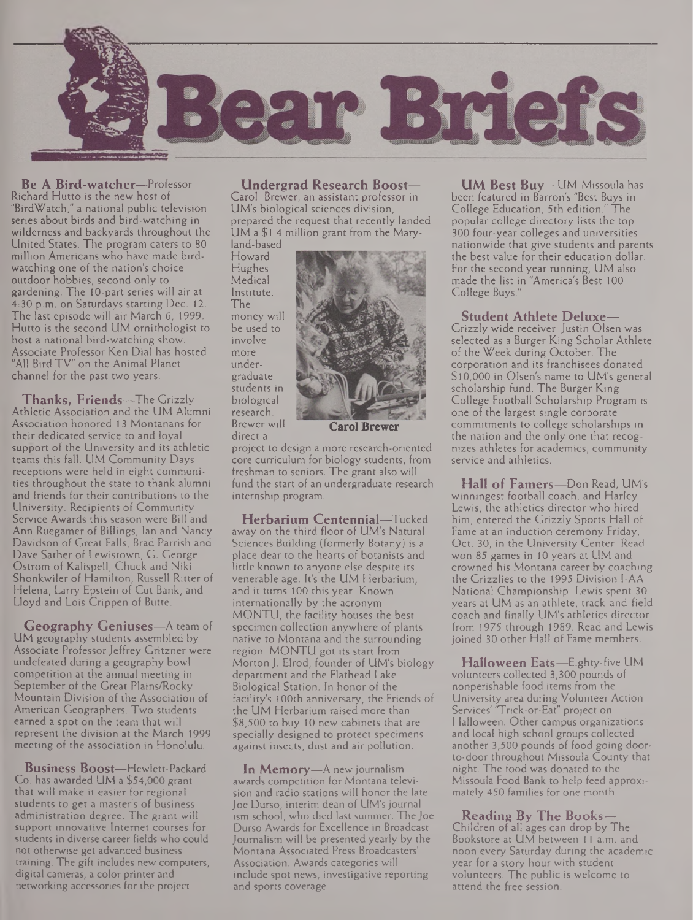# Bear Briefs

**Be A Bird-watcher**—Professor Richard Hutto is the new host of "BirdWatch," a national public television series about birds and bird-watching in wilderness and backyards throughout the United States. The program caters to 80 million Americans who have made bird-watching one of the nation's choice outdoor hobbies, second only to gardening. The 10-part series will air at 4:30 p.m. on Saturdays starting Dec. 12. The last episode will air March 6, 1999. Hutto is the second UM ornithologist to host a national bird-watching show. Associate Professor Ken Dial has hosted "All Bird TV" on the Animal Planet channel for the past two years.

**Thanks, Friends**—The Grizzly Athletic Association and the UM Alumni Association honored 13 Montanans for their dedicated service to and loyal support of the University and its athletic teams this fall. UM Community Days receptions were held in eight communities throughout the state to thank alumni and friends for their contributions to the University. Recipients of Community Service Awards this season were Bill and Ann Ruegamer of Billings, Ian and Nancy Davidson of Great Falls, Brad Parrish and Dave Sather of Lewistown, G. George Ostrom of Kalispell, Chuck and Niki Shonkwiler of Hamilton, Russell Ritter of Helena, Larry Epstein of Cut Bank, and Lloyd and Lois Crippen of Butte.

**Geography Geniuses**—A team of UM geography students assembled by Associate Professor Jeffrey Gritzner were undefeated during a geography bowl competition at the annual meeting in September of the Great Plains/Rocky Mountain Division of the Association of American Geographers. Two students earned a spot on the team that will represent the division at the March 1999 meeting of the association in Honolulu.

**Business Boost**—Hewlett-Packard Co. has awarded UM a $54,000 grant that will make it easier for regional students to get a master's of business administration degree. The grant will support innovative Internet courses for students in diverse career fields who could not otherwise get advanced business training. The gift includes new computers, digital cameras, a color printer and networking accessories for the project.

**Undergrad Research Boost**—Carol Brewer, an assistant professor in UM's biological sciences division, prepared the request that recently landed UM a $1.4 million grant from the Maryland-based Howard Hughes Medical Institute. The money will be used to involve more undergraduate students in biological research. Brewer will direct a project to design a more research-oriented core curriculum for biology students, from freshman to seniors. The grant also will fund the start of an undergraduate research internship program.

Carol Brewer

**Herbarium Centennial**—Tucked away on the third floor of UM's Natural Sciences Building (formerly Botany) is a place dear to the hearts of botanists and little known to anyone else despite its venerable age. It's the UM Herbarium, and it turns 100 this year. Known internationally by the acronym MONTU, the facility houses the best specimen collection anywhere of plants native to Montana and the surrounding region. MONTU got its start from Morton J. Elrod, founder of UM's biology department and the Flathead Lake Biological Station. In honor of the facility's 100th anniversary, the Friends of the UM Herbarium raised more than $8,500 to buy 10 new cabinets that are specially designed to protect specimens against insects, dust and air pollution.

**In Memory**—A new journalism awards competition for Montana television and radio stations will honor the late Joe Durso, interim dean of UM's journalism school, who died last summer. The Joe Durso Awards for Excellence in Broadcast Journalism will be presented yearly by the Montana Associated Press Broadcasters' Association. Awards categories will include spot news, investigative reporting and sports coverage.

**UM Best Buy**—UM-Missoula has been featured in Barron's "Best Buys in College Education, 5th edition." The popular college directory lists the top 300 four-year colleges and universities nationwide that give students and parents the best value for their education dollar. For the second year running, UM also made the list in "America's Best 100 College Buys."

**Student Athlete Deluxe**—Grizzly wide receiver Justin Olsen was selected as a Burger King Scholar Athlete of the Week during October. The corporation and its franchisees donated $10,000 in Olsen's name to UM's general scholarship fund. The Burger King College Football Scholarship Program is one of the largest single corporate commitments to college scholarships in the nation and the only one that recognizes athletes for academics, community service and athletics.

**Hall of Famers**—Don Read, UM's winningest football coach, and Harley Lewis, the athletics director who hired him, entered the Grizzly Sports Hall of Fame at an induction ceremony Friday, Oct. 30, in the University Center. Read won 85 games in 10 years at UM and crowned his Montana career by coaching the Grizzlies to the 1995 Division I-AA National Championship. Lewis spent 30 years at UM as an athlete, track-and-field coach and finally UM's athletics director from 1975 through 1989. Read and Lewis joined 30 other Hall of Fame members.

**Halloween Eats**—Eighty-five UM volunteers collected 3,300 pounds of nonperishable food items from the University area during Volunteer Action Services' "Trick-or-Eat" project on Halloween. Other campus organizations and local high school groups collected another 3,500 pounds of food going door-to-door throughout Missoula County that night. The food was donated to the Missoula Food Bank to help feed approximately 450 families for one month.

**Reading By The Books**—Children of all ages can drop by The Bookstore at UM between 11 a.m. and noon every Saturday during the academic year for a story hour with student volunteers. The public is welcome to attend the free session.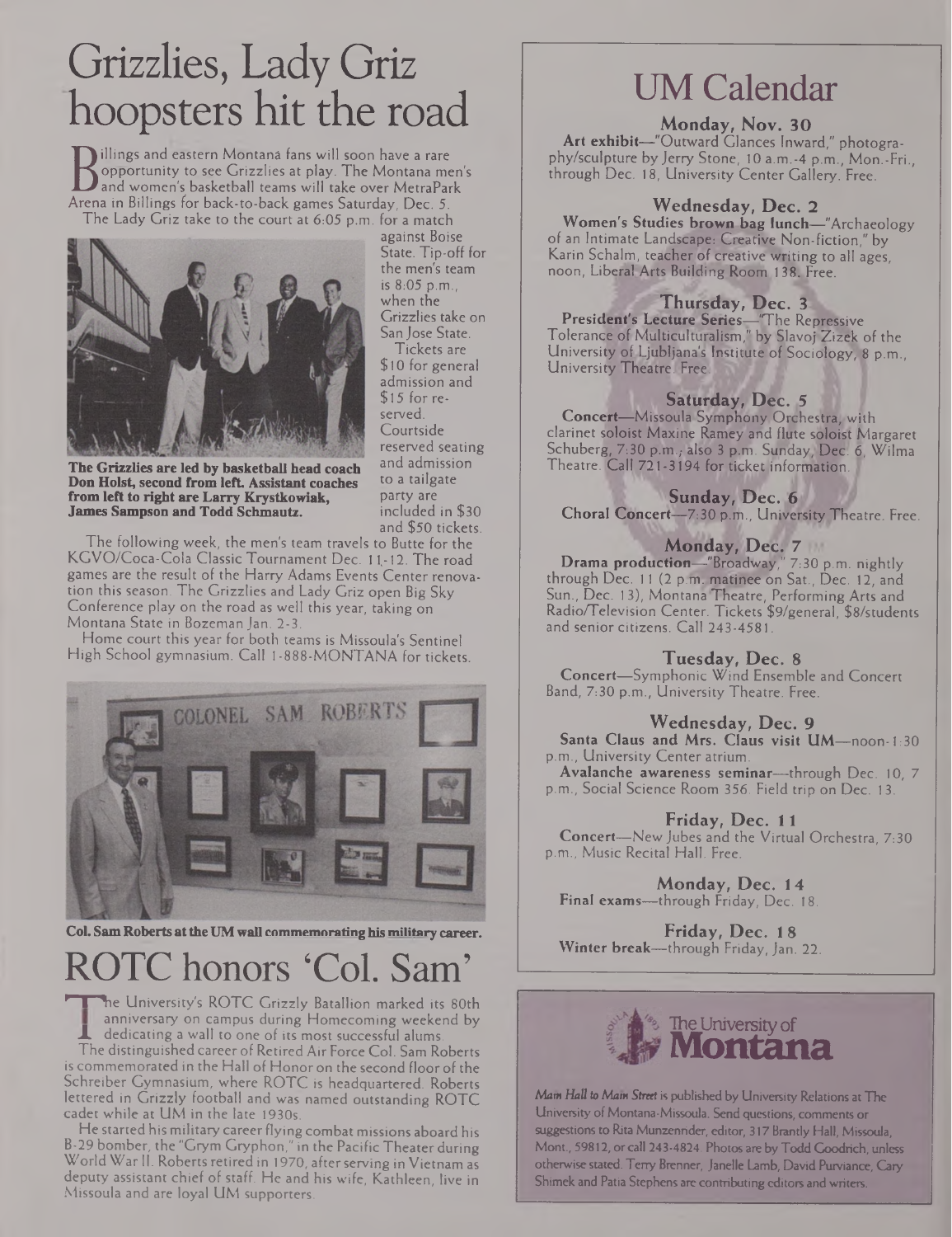# Grizzlies, Lady Griz hoopsters hit the road

Billings and eastern Montana fans will soon have a rare opportunity to see Grizzlies at play. The Montana men's and women's basketball teams will take over MetraPark Arena in Billings for back-to-back games Saturday, Dec. 5.

The Lady Griz take to the court at 6:05 p.m. for a match against Boise State. Tip-off for the men's team is 8:05 p.m., when the Grizzlies take on San Jose State.

Tickets are $10 for general admission and $15 for reserved. Courtside reserved seating and admission to a tailgate party are included in $30 and $50 tickets.

**The Grizzlies are led by basketball head coach Don Holst, second from left. Assistant coaches from left to right are Larry Krystkowiak, James Sampson and Todd Schmautz.**

The following week, the men's team travels to Butte for the KGVO/Coca-Cola Classic Tournament Dec. 11-12. The road games are the result of the Harry Adams Events Center renovation this season. The Grizzlies and Lady Griz open Big Sky Conference play on the road as well this year, taking on Montana State in Bozeman Jan. 2-3.

Home court this year for both teams is Missoula's Sentinel High School gymnasium. Call 1-888-MONTANA for tickets.

**Col. Sam Roberts at the UM wall commemorating his military career.**

# ROTC honors 'Col. Sam'

The University's ROTC Grizzly Batallion marked its 80th anniversary on campus during Homecoming weekend by dedicating a wall to one of its most successful alums.

The distinguished career of Retired Air Force Col. Sam Roberts is commemorated in the Hall of Honor on the second floor of the Schreiber Gymnasium, where ROTC is headquartered. Roberts lettered in Grizzly football and was named outstanding ROTC cadet while at UM in the late 1930s.

He started his military career flying combat missions aboard his B-29 bomber, the "Grym Gryphon," in the Pacific Theater during World War II. Roberts retired in 1970, after serving in Vietnam as deputy assistant chief of staff. He and his wife, Kathleen, live in Missoula and are loyal UM supporters.

# UM Calendar

### Monday, Nov. 30

**Art exhibit**—"Outward Glances Inward," photography/sculpture by Jerry Stone, 10 a.m.-4 p.m., Mon.-Fri., through Dec. 18, University Center Gallery. Free.

### Wednesday, Dec. 2

**Women's Studies brown bag lunch**—"Archaeology of an Intimate Landscape: Creative Non-fiction," by Karin Schalm, teacher of creative writing to all ages, noon, Liberal Arts Building Room 138. Free.

### Thursday, Dec. 3

**President's Lecture Series**—"The Repressive Tolerance of Multiculturalism," by Slavoj Zizek of the University of Ljubljana's Institute of Sociology, 8 p.m., University Theatre. Free.

### Saturday, Dec. 5

**Concert**—Missoula Symphony Orchestra, with clarinet soloist Maxine Ramey and flute soloist Margaret Schuberg, 7:30 p.m.; also 3 p.m. Sunday, Dec. 6, Wilma Theatre. Call 721-3194 for ticket information.

### Sunday, Dec. 6

**Choral Concert**—7:30 p.m., University Theatre. Free.

### Monday, Dec. 7

**Drama production**—"Broadway," 7:30 p.m. nightly through Dec. 11 (2 p.m. matinee on Sat., Dec. 12, and Sun., Dec. 13), Montana Theatre, Performing Arts and Radio/Television Center. Tickets $9/general, $8/students and senior citizens. Call 243-4581.

### Tuesday, Dec. 8

**Concert**—Symphonic Wind Ensemble and Concert Band, 7:30 p.m., University Theatre. Free.

### Wednesday, Dec. 9

**Santa Claus and Mrs. Claus visit UM**—noon-1:30 p.m., University Center atrium.

**Avalanche awareness seminar**—through Dec. 10, 7 p.m., Social Science Room 356. Field trip on Dec. 13.

### Friday, Dec. 11

**Concert**—New Jubes and the Virtual Orchestra, 7:30 p.m., Music Recital Hall. Free.

### Monday, Dec. 14

**Final exams**—through Friday, Dec. 18.

### Friday, Dec. 18

**Winter break**—through Friday, Jan. 22.

The University of Montana

*Main Hall to Main Street* is published by University Relations at The University of Montana-Missoula. Send questions, comments or suggestions to Rita Munzennder, editor, 317 Brantly Hall, Missoula, Mont., 59812, or call 243-4824. Photos are by Todd Goodrich, unless otherwise stated. Terry Brenner, Janelle Lamb, David Purviance, Cary Shimek and Patia Stephens are contributing editors and writers.